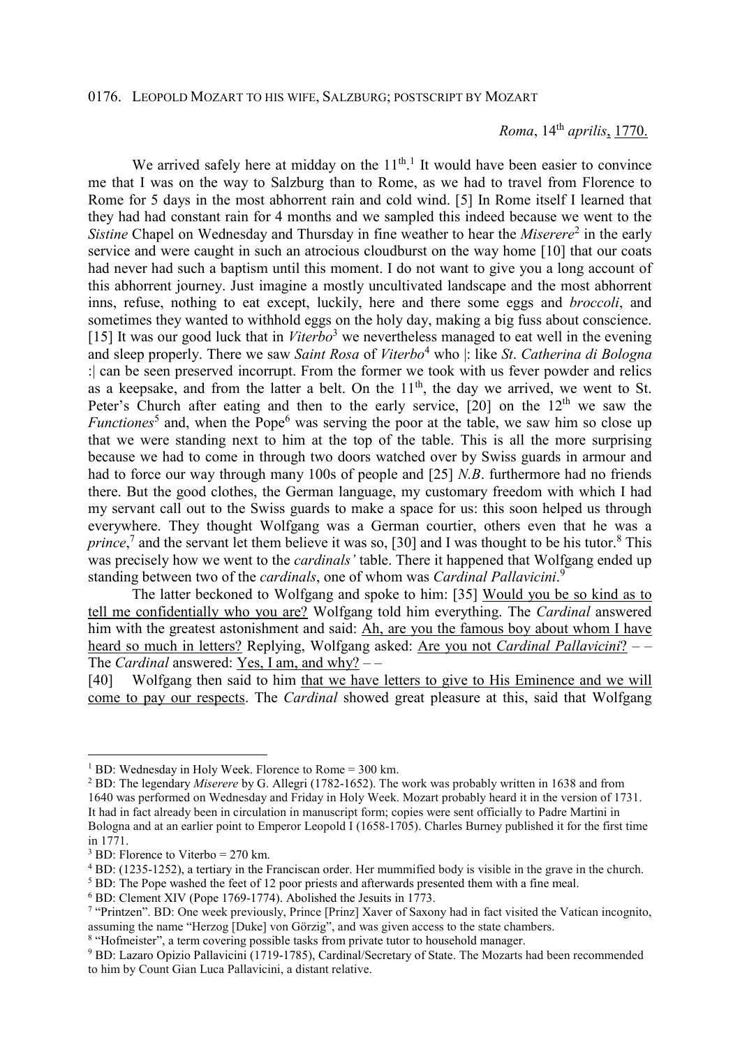0176. LEOPOLD MOZART TO HIS WIFE, SALZBURG; POSTSCRIPT BY MOZART

*Roma*, 14th *aprilis*, 1770.

We arrived safely here at midday on the 11th.[1] It would have been easier to convince me that I was on the way to Salzburg than to Rome, as we had to travel from Florence to Rome for 5 days in the most abhorrent rain and cold wind. [5] In Rome itself I learned that they had had constant rain for 4 months and we sampled this indeed because we went to the *Sistine* Chapel on Wednesday and Thursday in fine weather to hear the *Miserere*[2] in the early service and were caught in such an atrocious cloudburst on the way home [10] that our coats had never had such a baptism until this moment. I do not want to give you a long account of this abhorrent journey. Just imagine a mostly uncultivated landscape and the most abhorrent inns, refuse, nothing to eat except, luckily, here and there some eggs and *broccoli*, and sometimes they wanted to withhold eggs on the holy day, making a big fuss about conscience. [15] It was our good luck that in *Viterbo*[3] we nevertheless managed to eat well in the evening and sleep properly. There we saw *Saint Rosa* of *Viterbo*[4] who |: like *St*. *Catherina di Bologna* :| can be seen preserved incorrupt. From the former we took with us fever powder and relics as a keepsake, and from the latter a belt. On the 11th, the day we arrived, we went to St. Peter's Church after eating and then to the early service, [20] on the 12th we saw the *Functiones*[5] and, when the Pope[6] was serving the poor at the table, we saw him so close up that we were standing next to him at the top of the table. This is all the more surprising because we had to come in through two doors watched over by Swiss guards in armour and had to force our way through many 100s of people and [25] *N.B*. furthermore had no friends there. But the good clothes, the German language, my customary freedom with which I had my servant call out to the Swiss guards to make a space for us: this soon helped us through everywhere. They thought Wolfgang was a German courtier, others even that he was a *prince*,[7] and the servant let them believe it was so, [30] and I was thought to be his tutor.[8] This was precisely how we went to the *cardinals'* table. There it happened that Wolfgang ended up standing between two of the *cardinals*, one of whom was *Cardinal Pallavicini*.[9]

The latter beckoned to Wolfgang and spoke to him: [35] <u>Would you be so kind as to tell me confidentially who you are?</u> Wolfgang told him everything. The *Cardinal* answered him with the greatest astonishment and said: <u>Ah, are you the famous boy about whom I have heard so much in letters?</u> Replying, Wolfgang asked: <u>Are you not *Cardinal Pallavicini*?</u> – – The *Cardinal* answered: <u>Yes, I am, and why?</u> – –

[40] Wolfgang then said to him <u>that we have letters to give to His Eminence and we will come to pay our respects</u>. The *Cardinal* showed great pleasure at this, said that Wolfgang

---

[1] BD: Wednesday in Holy Week. Florence to Rome = 300 km.

[2] BD: The legendary *Miserere* by G. Allegri (1782-1652). The work was probably written in 1638 and from 1640 was performed on Wednesday and Friday in Holy Week. Mozart probably heard it in the version of 1731. It had in fact already been in circulation in manuscript form; copies were sent officially to Padre Martini in Bologna and at an earlier point to Emperor Leopold I (1658-1705). Charles Burney published it for the first time in 1771.

[3] BD: Florence to Viterbo = 270 km.

[4] BD: (1235-1252), a tertiary in the Franciscan order. Her mummified body is visible in the grave in the church.

[5] BD: The Pope washed the feet of 12 poor priests and afterwards presented them with a fine meal.

[6] BD: Clement XIV (Pope 1769-1774). Abolished the Jesuits in 1773.

[7] "Printzen". BD: One week previously, Prince [Prinz] Xaver of Saxony had in fact visited the Vatican incognito, assuming the name "Herzog [Duke] von Görzig", and was given access to the state chambers.

[8] "Hofmeister", a term covering possible tasks from private tutor to household manager.

[9] BD: Lazaro Opizio Pallavicini (1719-1785), Cardinal/Secretary of State. The Mozarts had been recommended to him by Count Gian Luca Pallavicini, a distant relative.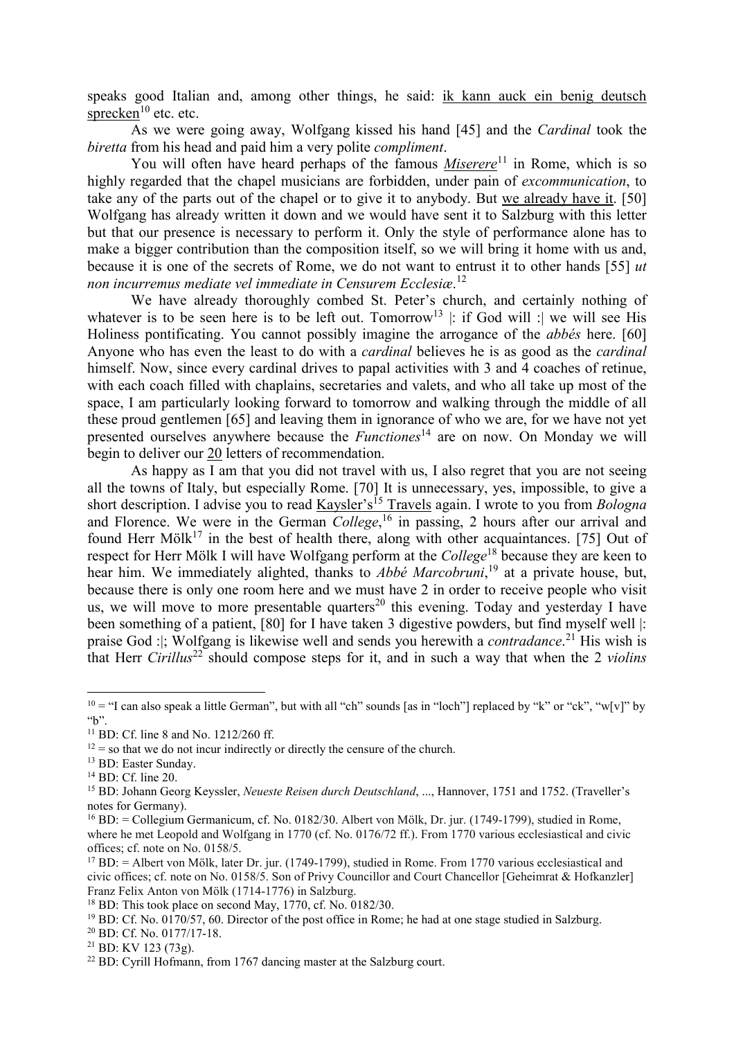speaks good Italian and, among other things, he said: ik kann auck ein benig deutsch sprecken[10] etc. etc.

As we were going away, Wolfgang kissed his hand [45] and the *Cardinal* took the *biretta* from his head and paid him a very polite *compliment*.

You will often have heard perhaps of the famous *Miserere*[11] in Rome, which is so highly regarded that the chapel musicians are forbidden, under pain of *excommunication*, to take any of the parts out of the chapel or to give it to anybody. But we already have it. [50] Wolfgang has already written it down and we would have sent it to Salzburg with this letter but that our presence is necessary to perform it. Only the style of performance alone has to make a bigger contribution than the composition itself, so we will bring it home with us and, because it is one of the secrets of Rome, we do not want to entrust it to other hands [55] *ut non incurremus mediate vel immediate in Censurem Ecclesiæ*.[12]

We have already thoroughly combed St. Peter's church, and certainly nothing of whatever is to be seen here is to be left out. Tomorrow[13] |: if God will :| we will see His Holiness pontificating. You cannot possibly imagine the arrogance of the *abbés* here. [60] Anyone who has even the least to do with a *cardinal* believes he is as good as the *cardinal* himself. Now, since every cardinal drives to papal activities with 3 and 4 coaches of retinue, with each coach filled with chaplains, secretaries and valets, and who all take up most of the space, I am particularly looking forward to tomorrow and walking through the middle of all these proud gentlemen [65] and leaving them in ignorance of who we are, for we have not yet presented ourselves anywhere because the *Functiones*[14] are on now. On Monday we will begin to deliver our 20 letters of recommendation.

As happy as I am that you did not travel with us, I also regret that you are not seeing all the towns of Italy, but especially Rome. [70] It is unnecessary, yes, impossible, to give a short description. I advise you to read Kaysler's[15] Travels again. I wrote to you from *Bologna* and Florence. We were in the German *College*,[16] in passing, 2 hours after our arrival and found Herr Mölk[17] in the best of health there, along with other acquaintances. [75] Out of respect for Herr Mölk I will have Wolfgang perform at the *College*[18] because they are keen to hear him. We immediately alighted, thanks to *Abbé Marcobruni*,[19] at a private house, but, because there is only one room here and we must have 2 in order to receive people who visit us, we will move to more presentable quarters[20] this evening. Today and yesterday I have been something of a patient, [80] for I have taken 3 digestive powders, but find myself well |: praise God :|; Wolfgang is likewise well and sends you herewith a *contradance*.[21] His wish is that Herr *Cirillus*[22] should compose steps for it, and in such a way that when the 2 *violins*

---

[10] = "I can also speak a little German", but with all "ch" sounds [as in "loch"] replaced by "k" or "ck", "w[v]" by "b".

[11] BD: Cf. line 8 and No. 1212/260 ff.

[12] = so that we do not incur indirectly or directly the censure of the church.

[13] BD: Easter Sunday.

[14] BD: Cf. line 20.

[15] BD: Johann Georg Keyssler, *Neueste Reisen durch Deutschland*, ..., Hannover, 1751 and 1752. (Traveller's notes for Germany).

[16] BD: = Collegium Germanicum, cf. No. 0182/30. Albert von Mölk, Dr. jur. (1749-1799), studied in Rome, where he met Leopold and Wolfgang in 1770 (cf. No. 0176/72 ff.). From 1770 various ecclesiastical and civic offices; cf. note on No. 0158/5.

[17] BD: = Albert von Mölk, later Dr. jur. (1749-1799), studied in Rome. From 1770 various ecclesiastical and civic offices; cf. note on No. 0158/5. Son of Privy Councillor and Court Chancellor [Geheimrat & Hofkanzler] Franz Felix Anton von Mölk (1714-1776) in Salzburg.

[18] BD: This took place on second May, 1770, cf. No. 0182/30.

[19] BD: Cf. No. 0170/57, 60. Director of the post office in Rome; he had at one stage studied in Salzburg.

[20] BD: Cf. No. 0177/17-18.

[21] BD: KV 123 (73g).

[22] BD: Cyrill Hofmann, from 1767 dancing master at the Salzburg court.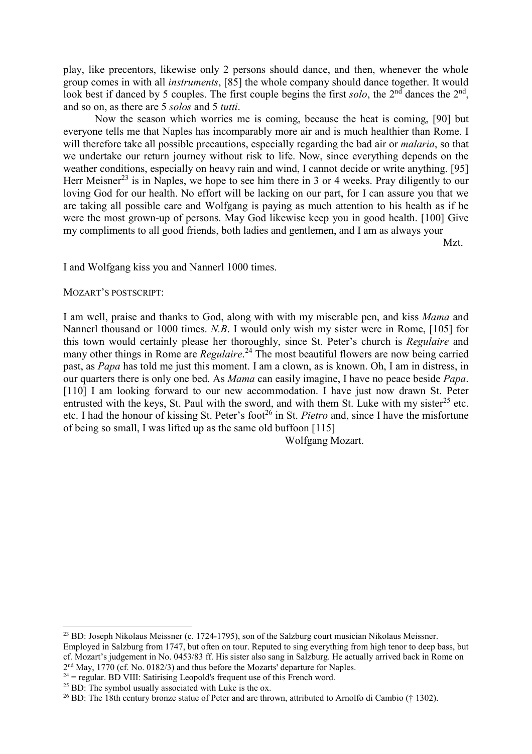play, like precentors, likewise only 2 persons should dance, and then, whenever the whole group comes in with all *instruments*, [85] the whole company should dance together. It would look best if danced by 5 couples. The first couple begins the first *solo*, the 2nd dances the 2nd, and so on, as there are 5 *solos* and 5 *tutti*.

Now the season which worries me is coming, because the heat is coming, [90] but everyone tells me that Naples has incomparably more air and is much healthier than Rome. I will therefore take all possible precautions, especially regarding the bad air or *malaria*, so that we undertake our return journey without risk to life. Now, since everything depends on the weather conditions, especially on heavy rain and wind, I cannot decide or write anything. [95] Herr Meisner[23] is in Naples, we hope to see him there in 3 or 4 weeks. Pray diligently to our loving God for our health. No effort will be lacking on our part, for I can assure you that we are taking all possible care and Wolfgang is paying as much attention to his health as if he were the most grown-up of persons. May God likewise keep you in good health. [100] Give my compliments to all good friends, both ladies and gentlemen, and I am as always your

Mzt.

I and Wolfgang kiss you and Nannerl 1000 times.

MOZART'S POSTSCRIPT:

I am well, praise and thanks to God, along with with my miserable pen, and kiss *Mama* and Nannerl thousand or 1000 times. *N.B*. I would only wish my sister were in Rome, [105] for this town would certainly please her thoroughly, since St. Peter's church is *Regulaire* and many other things in Rome are *Regulaire*.[24] The most beautiful flowers are now being carried past, as *Papa* has told me just this moment. I am a clown, as is known. Oh, I am in distress, in our quarters there is only one bed. As *Mama* can easily imagine, I have no peace beside *Papa*. [110] I am looking forward to our new accommodation. I have just now drawn St. Peter entrusted with the keys, St. Paul with the sword, and with them St. Luke with my sister[25] etc. etc. I had the honour of kissing St. Peter's foot[26] in St. *Pietro* and, since I have the misfortune of being so small, I was lifted up as the same old buffoon [115]

Wolfgang Mozart.

---

[23] BD: Joseph Nikolaus Meissner (c. 1724-1795), son of the Salzburg court musician Nikolaus Meissner. Employed in Salzburg from 1747, but often on tour. Reputed to sing everything from high tenor to deep bass, but cf. Mozart's judgement in No. 0453/83 ff. His sister also sang in Salzburg. He actually arrived back in Rome on 2nd May, 1770 (cf. No. 0182/3) and thus before the Mozarts' departure for Naples.

[24] = regular. BD VIII: Satirising Leopold's frequent use of this French word.

[25] BD: The symbol usually associated with Luke is the ox.

[26] BD: The 18th century bronze statue of Peter and are thrown, attributed to Arnolfo di Cambio († 1302).